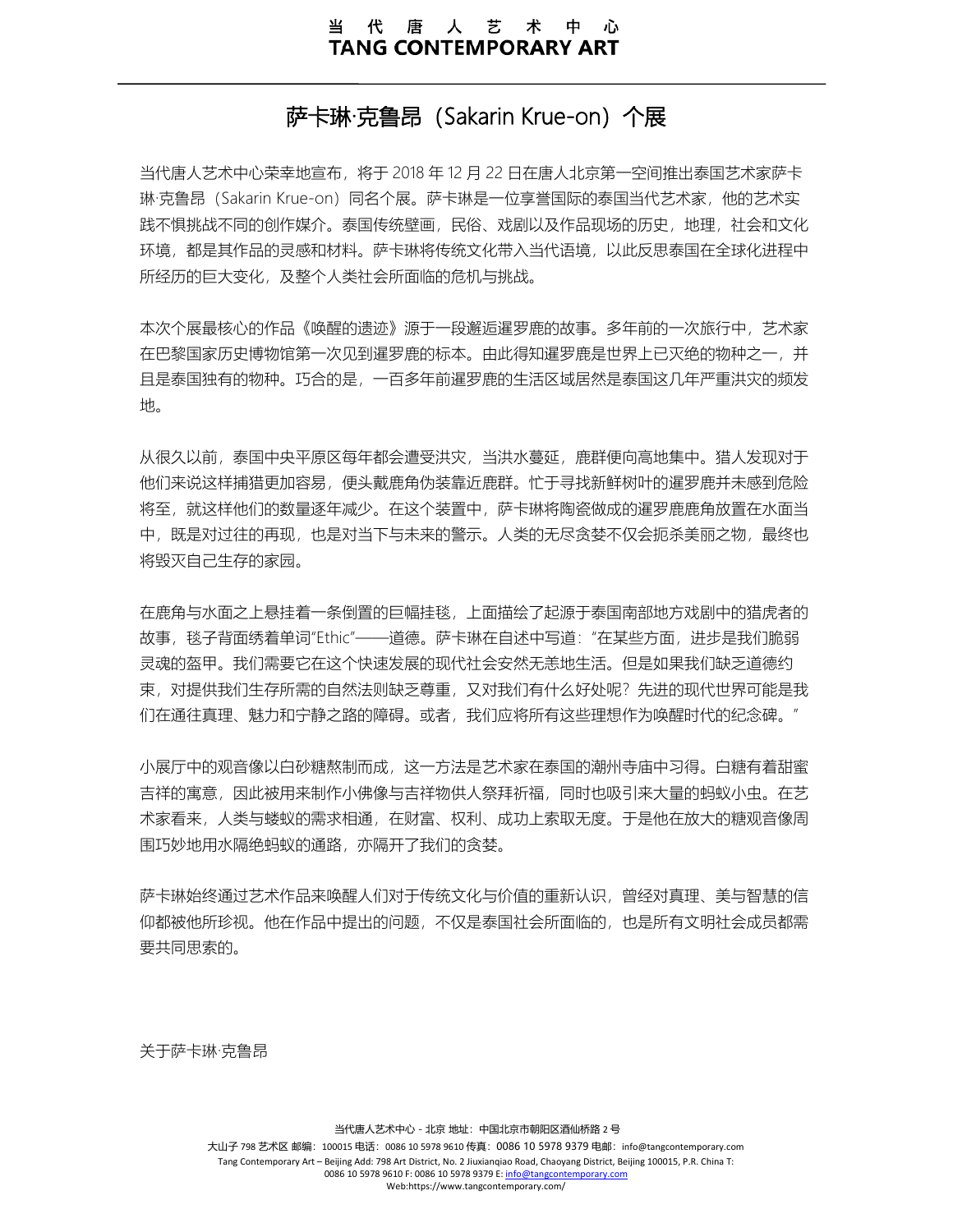# 萨卡琳·克鲁昂（Sakarin Krue-on）个展

当代唐人艺术中心荣幸地宣布，将于 2018 年 12 月 22 日在唐人北京第一空间推出泰国艺术家萨卡琳·克鲁昂（Sakarin Krue-on）同名个展。萨卡琳是一位享誉国际的泰国当代艺术家，他的艺术实践不惧挑战不同的创作媒介。泰国传统壁画，民俗、戏剧以及作品现场的历史，地理，社会和文化环境，都是其作品的灵感和材料。萨卡琳将传统文化带入当代语境，以此反思泰国在全球化进程中所经历的巨大变化，及整个人类社会所面临的危机与挑战。

本次个展最核心的作品《唤醒的遗迹》源于一段邂逅暹罗鹿的故事。多年前的一次旅行中，艺术家在巴黎国家历史博物馆第一次见到暹罗鹿的标本。由此得知暹罗鹿是世界上已灭绝的物种之一，并且是泰国独有的物种。巧合的是，一百多年前暹罗鹿的生活区域居然是泰国这几年严重洪灾的频发地。

从很久以前，泰国中央平原区每年都会遭受洪灾，当洪水蔓延，鹿群便向高地集中。猎人发现对于他们来说这样捕猎更加容易，便头戴鹿角伪装靠近鹿群。忙于寻找新鲜树叶的暹罗鹿并未感到危险将至，就这样他们的数量逐年减少。在这个装置中，萨卡琳将陶瓷做成的暹罗鹿鹿角放置在水面当中，既是对过往的再现，也是对当下与未来的警示。人类的无尽贪婪不仅会扼杀美丽之物，最终也将毁灭自己生存的家园。

在鹿角与水面之上悬挂着一条倒置的巨幅挂毯，上面描绘了起源于泰国南部地方戏剧中的猎虎者的故事，毯子背面绣着单词"Ethic"——道德。萨卡琳在自述中写道："在某些方面，进步是我们脆弱灵魂的盔甲。我们需要它在这个快速发展的现代社会安然无恙地生活。但是如果我们缺乏道德约束，对提供我们生存所需的自然法则缺乏尊重，又对我们有什么好处呢？先进的现代世界可能是我们在通往真理、魅力和宁静之路的障碍。或者，我们应将所有这些理想作为唤醒时代的纪念碑。"

小展厅中的观音像以白砂糖熬制而成，这一方法是艺术家在泰国的潮州寺庙中习得。白糖有着甜蜜吉祥的寓意，因此被用来制作小佛像与吉祥物供人祭拜祈福，同时也吸引来大量的蚂蚁小虫。在艺术家看来，人类与蝼蚁的需求相通，在财富、权利、成功上索取无度。于是他在放大的糖观音像周围巧妙地用水隔绝蚂蚁的通路，亦隔开了我们的贪婪。

萨卡琳始终通过艺术作品来唤醒人们对于传统文化与价值的重新认识，曾经对真理、美与智慧的信仰都被他所珍视。他在作品中提出的问题，不仅是泰国社会所面临的，也是所有文明社会成员都需要共同思索的。

关于萨卡琳·克鲁昂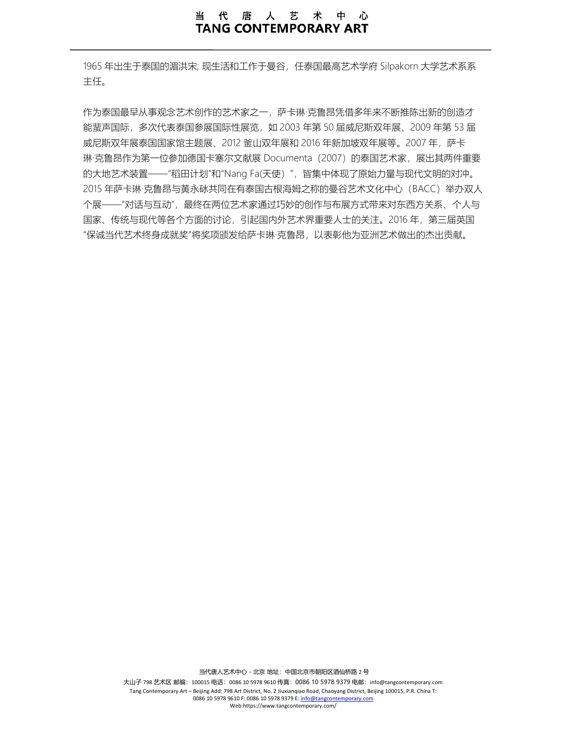1965 年出生于泰国的湄洪宋; 现生活和工作于曼谷，任泰国最高艺术学府 Silpakorn 大学艺术系系主任。

作为泰国最早从事观念艺术创作的艺术家之一，萨卡琳·克鲁昂凭借多年来不断推陈出新的创造才能蜚声国际，多次代表泰国参展国际性展览，如 2003 年第 50 届威尼斯双年展、2009 年第 53 届威尼斯双年展泰国国家馆主题展、2012 釜山双年展和 2016 年新加坡双年展等。2007 年，萨卡琳·克鲁昂作为第一位参加德国卡塞尔文献展 Documenta（2007）的泰国艺术家，展出其两件重要的大地艺术装置——"稻田计划"和"Nang Fa(天使）"，皆集中体现了原始力量与现代文明的对冲。2015 年萨卡琳·克鲁昂与黄永砯共同在有泰国古根海姆之称的曼谷艺术文化中心（BACC）举办双人个展——"对话与互动"，最终在两位艺术家通过巧妙的创作与布展方式带来对东西方关系、个人与国家、传统与现代等各个方面的讨论，引起国内外艺术界重要人士的关注。2016 年，第三届英国"保诚当代艺术终身成就奖"将奖项颁发给萨卡琳·克鲁昂，以表彰他为亚洲艺术做出的杰出贡献。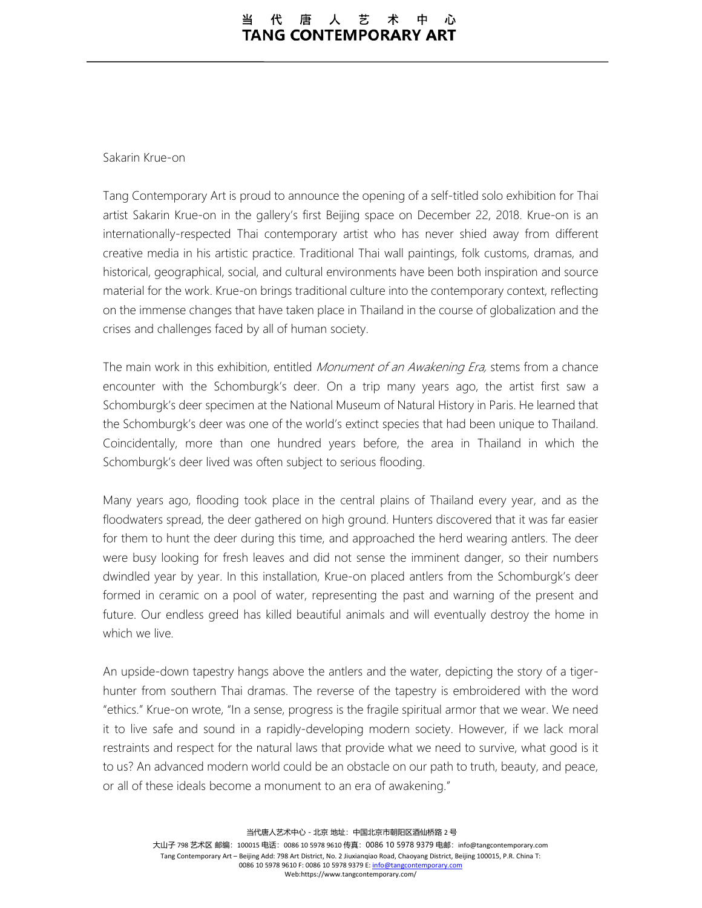Sakarin Krue-on

Tang Contemporary Art is proud to announce the opening of a self-titled solo exhibition for Thai artist Sakarin Krue-on in the gallery's first Beijing space on December 22, 2018. Krue-on is an internationally-respected Thai contemporary artist who has never shied away from different creative media in his artistic practice. Traditional Thai wall paintings, folk customs, dramas, and historical, geographical, social, and cultural environments have been both inspiration and source material for the work. Krue-on brings traditional culture into the contemporary context, reflecting on the immense changes that have taken place in Thailand in the course of globalization and the crises and challenges faced by all of human society.

The main work in this exhibition, entitled *Monument of an Awakening Era,* stems from a chance encounter with the Schomburgk's deer. On a trip many years ago, the artist first saw a Schomburgk's deer specimen at the National Museum of Natural History in Paris. He learned that the Schomburgk's deer was one of the world's extinct species that had been unique to Thailand. Coincidentally, more than one hundred years before, the area in Thailand in which the Schomburgk's deer lived was often subject to serious flooding.

Many years ago, flooding took place in the central plains of Thailand every year, and as the floodwaters spread, the deer gathered on high ground. Hunters discovered that it was far easier for them to hunt the deer during this time, and approached the herd wearing antlers. The deer were busy looking for fresh leaves and did not sense the imminent danger, so their numbers dwindled year by year. In this installation, Krue-on placed antlers from the Schomburgk's deer formed in ceramic on a pool of water, representing the past and warning of the present and future. Our endless greed has killed beautiful animals and will eventually destroy the home in which we live.

An upside-down tapestry hangs above the antlers and the water, depicting the story of a tiger-hunter from southern Thai dramas. The reverse of the tapestry is embroidered with the word "ethics." Krue-on wrote, "In a sense, progress is the fragile spiritual armor that we wear. We need it to live safe and sound in a rapidly-developing modern society. However, if we lack moral restraints and respect for the natural laws that provide what we need to survive, what good is it to us? An advanced modern world could be an obstacle on our path to truth, beauty, and peace, or all of these ideals become a monument to an era of awakening."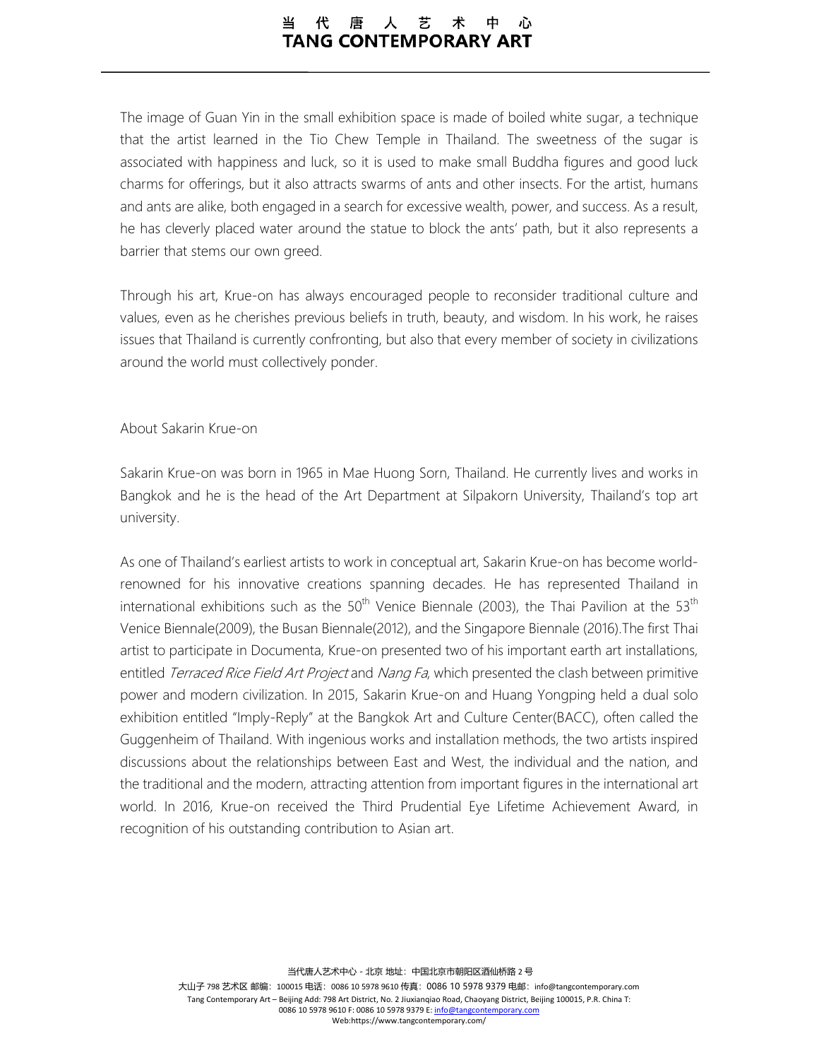The image of Guan Yin in the small exhibition space is made of boiled white sugar, a technique that the artist learned in the Tio Chew Temple in Thailand. The sweetness of the sugar is associated with happiness and luck, so it is used to make small Buddha figures and good luck charms for offerings, but it also attracts swarms of ants and other insects. For the artist, humans and ants are alike, both engaged in a search for excessive wealth, power, and success. As a result, he has cleverly placed water around the statue to block the ants' path, but it also represents a barrier that stems our own greed.

Through his art, Krue-on has always encouraged people to reconsider traditional culture and values, even as he cherishes previous beliefs in truth, beauty, and wisdom. In his work, he raises issues that Thailand is currently confronting, but also that every member of society in civilizations around the world must collectively ponder.

## About Sakarin Krue-on

Sakarin Krue-on was born in 1965 in Mae Huong Sorn, Thailand. He currently lives and works in Bangkok and he is the head of the Art Department at Silpakorn University, Thailand's top art university.

As one of Thailand's earliest artists to work in conceptual art, Sakarin Krue-on has become world-renowned for his innovative creations spanning decades. He has represented Thailand in international exhibitions such as the 50th Venice Biennale (2003), the Thai Pavilion at the 53th Venice Biennale(2009), the Busan Biennale(2012), and the Singapore Biennale (2016).The first Thai artist to participate in Documenta, Krue-on presented two of his important earth art installations, entitled *Terraced Rice Field Art Project* and *Nang Fa*, which presented the clash between primitive power and modern civilization. In 2015, Sakarin Krue-on and Huang Yongping held a dual solo exhibition entitled "Imply-Reply" at the Bangkok Art and Culture Center(BACC), often called the Guggenheim of Thailand. With ingenious works and installation methods, the two artists inspired discussions about the relationships between East and West, the individual and the nation, and the traditional and the modern, attracting attention from important figures in the international art world. In 2016, Krue-on received the Third Prudential Eye Lifetime Achievement Award, in recognition of his outstanding contribution to Asian art.